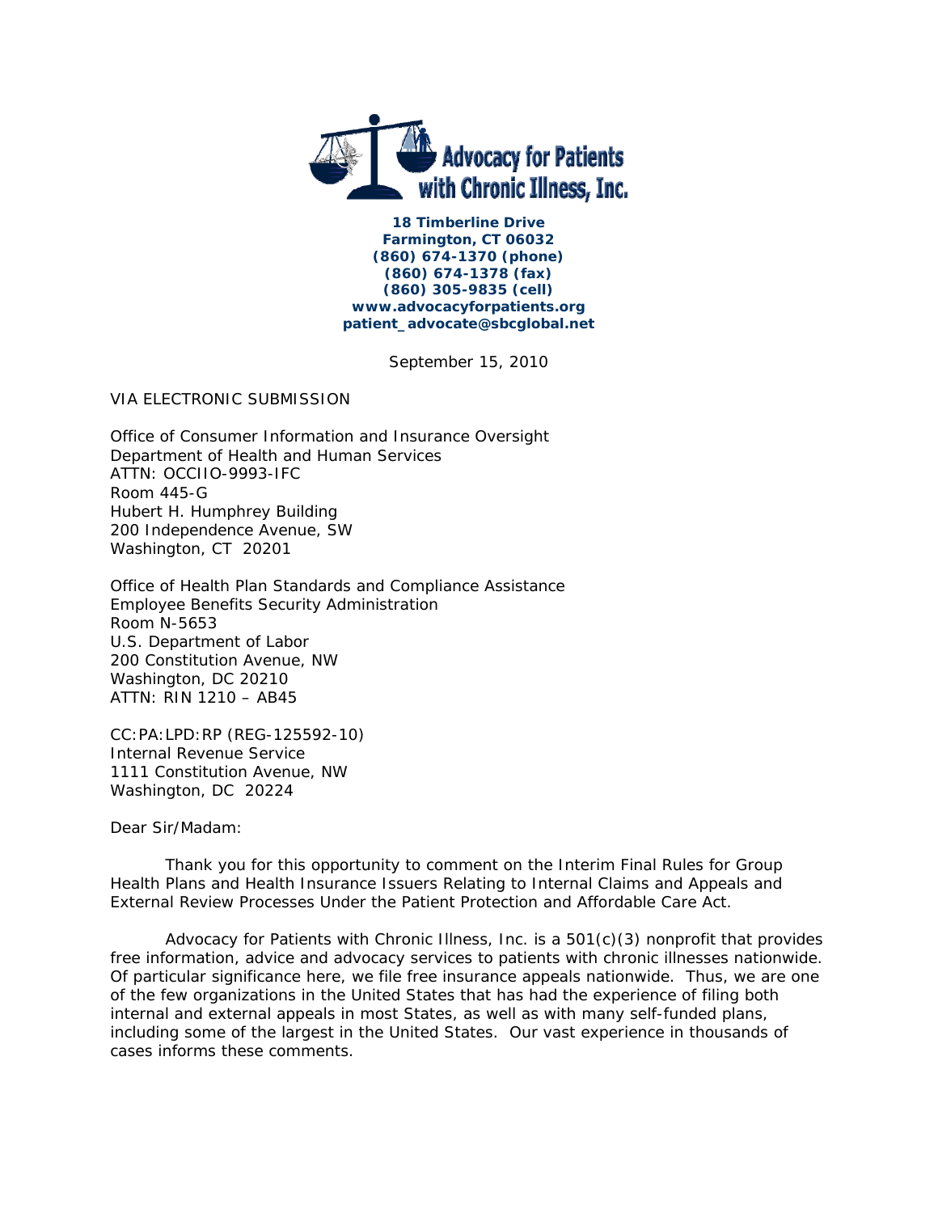**Advocacy for Patients with Chronic Illness, Inc.**

**18 Timberline Drive**
**Farmington, CT 06032**
**(860) 674-1370 (phone)**
**(860) 674-1378 (fax)**
**(860) 305-9835 (cell)**
**www.advocacyforpatients.org**
**patient_advocate@sbcglobal.net**

September 15, 2010

VIA ELECTRONIC SUBMISSION

Office of Consumer Information and Insurance Oversight
Department of Health and Human Services
ATTN: OCCIIO-9993-IFC
Room 445-G
Hubert H. Humphrey Building
200 Independence Avenue, SW
Washington, CT 20201

Office of Health Plan Standards and Compliance Assistance
Employee Benefits Security Administration
Room N-5653
U.S. Department of Labor
200 Constitution Avenue, NW
Washington, DC 20210
ATTN: RIN 1210 – AB45

CC:PA:LPD:RP (REG-125592-10)
Internal Revenue Service
1111 Constitution Avenue, NW
Washington, DC 20224

Dear Sir/Madam:

Thank you for this opportunity to comment on the Interim Final Rules for Group Health Plans and Health Insurance Issuers Relating to Internal Claims and Appeals and External Review Processes Under the Patient Protection and Affordable Care Act.

Advocacy for Patients with Chronic Illness, Inc. is a 501(c)(3) nonprofit that provides free information, advice and advocacy services to patients with chronic illnesses nationwide. Of particular significance here, we file free insurance appeals nationwide. Thus, we are one of the few organizations in the United States that has had the experience of filing both internal and external appeals in most States, as well as with many self-funded plans, including some of the largest in the United States. Our vast experience in thousands of cases informs these comments.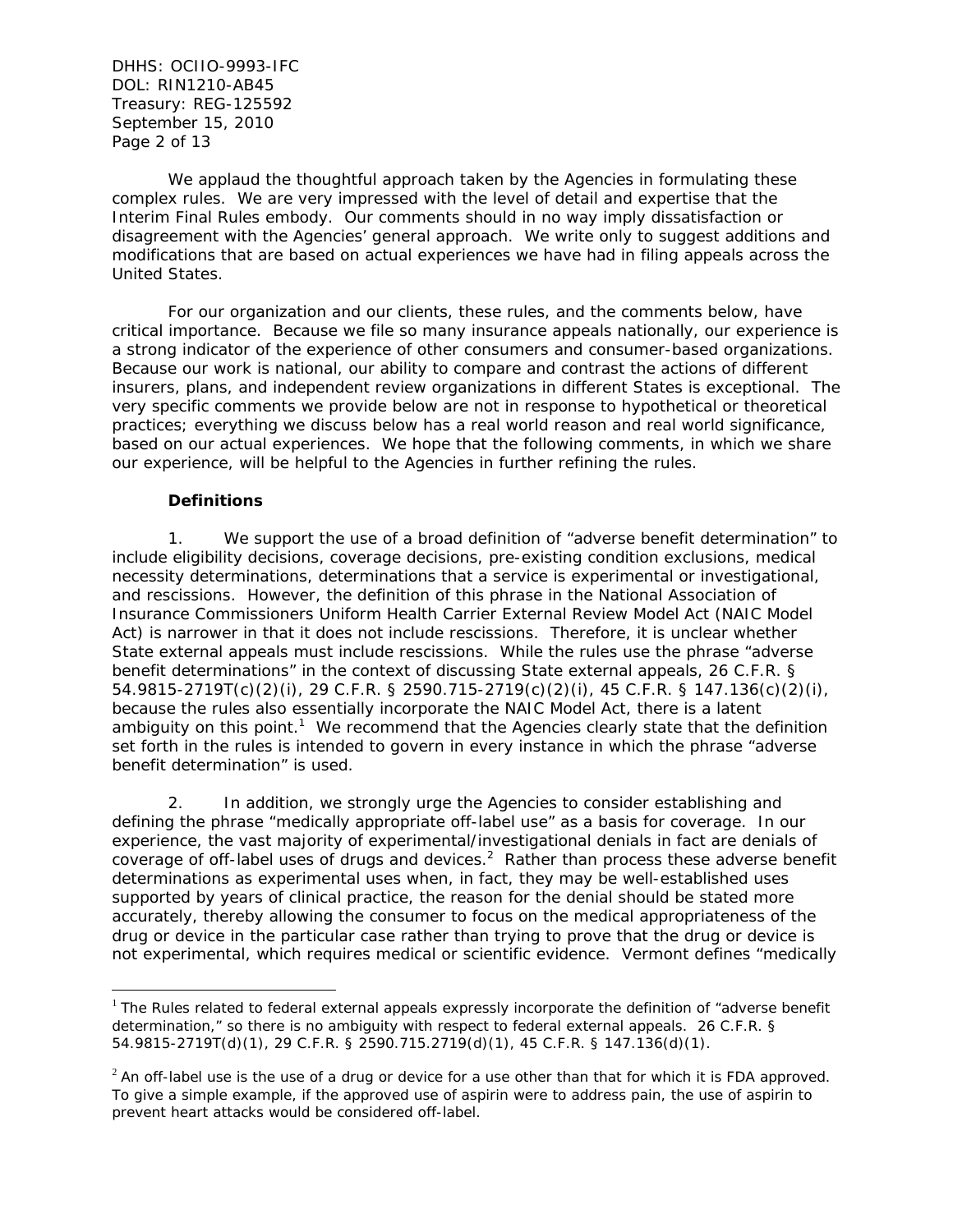We applaud the thoughtful approach taken by the Agencies in formulating these complex rules. We are very impressed with the level of detail and expertise that the Interim Final Rules embody. Our comments should in no way imply dissatisfaction or disagreement with the Agencies' general approach. We write only to suggest additions and modifications that are based on actual experiences we have had in filing appeals across the United States.

For our organization and our clients, these rules, and the comments below, have critical importance. Because we file so many insurance appeals nationally, our experience is a strong indicator of the experience of other consumers and consumer-based organizations. Because our work is national, our ability to compare and contrast the actions of different insurers, plans, and independent review organizations in different States is exceptional. The very specific comments we provide below are not in response to hypothetical or theoretical practices; everything we discuss below has a real world reason and real world significance, based on our actual experiences. We hope that the following comments, in which we share our experience, will be helpful to the Agencies in further refining the rules.

**Definitions**

1. We support the use of a broad definition of "adverse benefit determination" to include eligibility decisions, coverage decisions, pre-existing condition exclusions, medical necessity determinations, determinations that a service is experimental or investigational, and rescissions. However, the definition of this phrase in the National Association of Insurance Commissioners Uniform Health Carrier External Review Model Act (NAIC Model Act) is narrower in that it does not include rescissions. Therefore, it is unclear whether State external appeals must include rescissions. While the rules use the phrase "adverse benefit determinations" in the context of discussing State external appeals, 26 C.F.R. § 54.9815-2719T(c)(2)(i), 29 C.F.R. § 2590.715-2719(c)(2)(i), 45 C.F.R. § 147.136(c)(2)(i), because the rules also essentially incorporate the NAIC Model Act, there is a latent ambiguity on this point.[1] We recommend that the Agencies clearly state that the definition set forth in the rules is intended to govern in every instance in which the phrase "adverse benefit determination" is used.

2. In addition, we strongly urge the Agencies to consider establishing and defining the phrase "medically appropriate off-label use" as a basis for coverage. In our experience, the vast majority of experimental/investigational denials in fact are denials of coverage of off-label uses of drugs and devices.[2] Rather than process these adverse benefit determinations as experimental uses when, in fact, they may be well-established uses supported by years of clinical practice, the reason for the denial should be stated more accurately, thereby allowing the consumer to focus on the medical appropriateness of the drug or device in the particular case rather than trying to prove that the drug or device is not experimental, which requires medical or scientific evidence. Vermont defines "medically

---

[1] The Rules related to federal external appeals expressly incorporate the definition of "adverse benefit determination," so there is no ambiguity with respect to federal external appeals. 26 C.F.R. § 54.9815-2719T(d)(1), 29 C.F.R. § 2590.715.2719(d)(1), 45 C.F.R. § 147.136(d)(1).

[2] An off-label use is the use of a drug or device for a use other than that for which it is FDA approved. To give a simple example, if the approved use of aspirin were to address pain, the use of aspirin to prevent heart attacks would be considered off-label.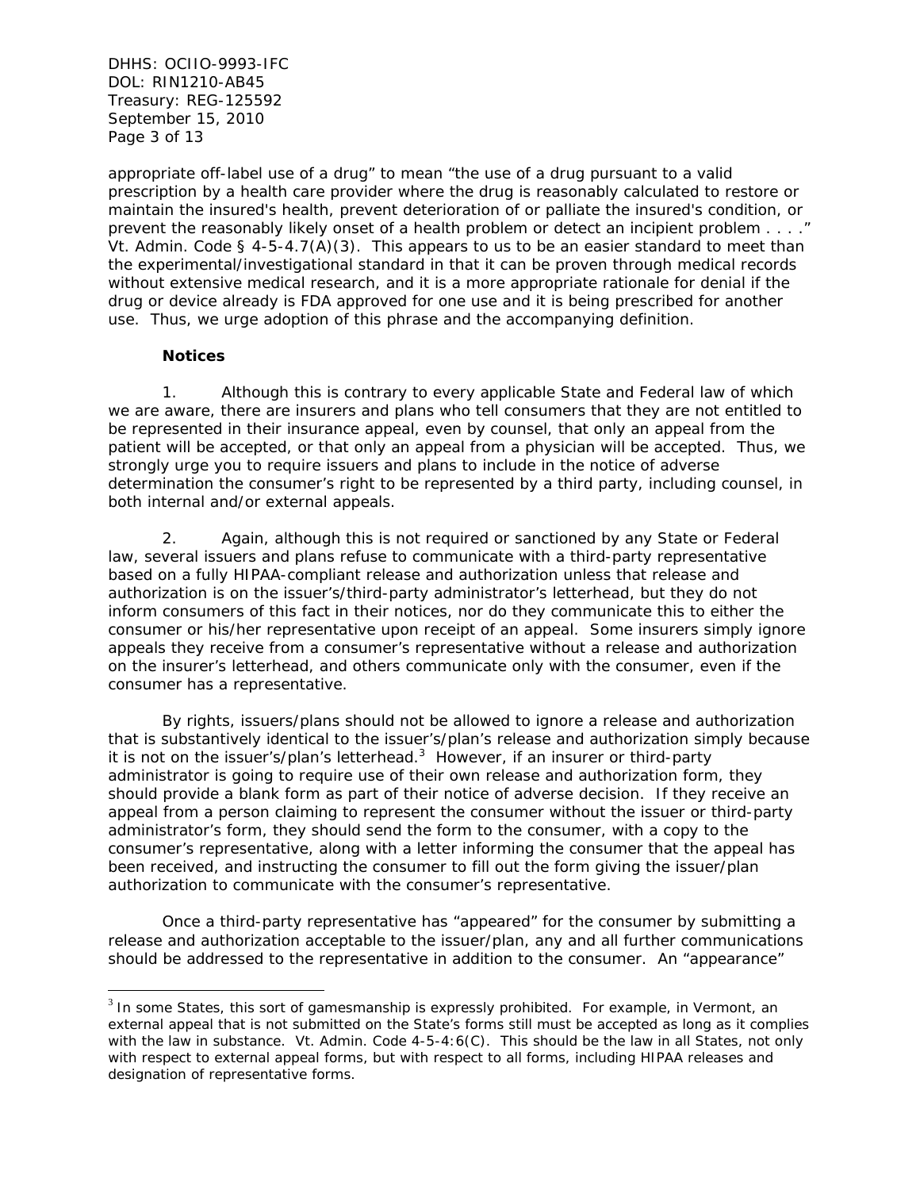appropriate off-label use of a drug" to mean "the use of a drug pursuant to a valid prescription by a health care provider where the drug is reasonably calculated to restore or maintain the insured's health, prevent deterioration of or palliate the insured's condition, or prevent the reasonably likely onset of a health problem or detect an incipient problem . . . ." Vt. Admin. Code § 4-5-4.7(A)(3). This appears to us to be an easier standard to meet than the experimental/investigational standard in that it can be proven through medical records without extensive medical research, and it is a more appropriate rationale for denial if the drug or device already is FDA approved for one use and it is being prescribed for another use. Thus, we urge adoption of this phrase and the accompanying definition.

**Notices**

1. Although this is contrary to every applicable State and Federal law of which we are aware, there are insurers and plans who tell consumers that they are not entitled to be represented in their insurance appeal, even by counsel, that only an appeal from the patient will be accepted, or that only an appeal from a physician will be accepted. Thus, we strongly urge you to require issuers and plans to include in the notice of adverse determination the consumer's right to be represented by a third party, including counsel, in both internal and/or external appeals.

2. Again, although this is not required or sanctioned by any State or Federal law, several issuers and plans refuse to communicate with a third-party representative based on a fully HIPAA-compliant release and authorization unless that release and authorization is on the issuer's/third-party administrator's letterhead, but they do not inform consumers of this fact in their notices, nor do they communicate this to either the consumer or his/her representative upon receipt of an appeal. Some insurers simply ignore appeals they receive from a consumer's representative without a release and authorization on the insurer's letterhead, and others communicate only with the consumer, even if the consumer has a representative.

By rights, issuers/plans should not be allowed to ignore a release and authorization that is substantively identical to the issuer's/plan's release and authorization simply because it is not on the issuer's/plan's letterhead.[3] However, if an insurer or third-party administrator is going to require use of their own release and authorization form, they should provide a blank form as part of their notice of adverse decision. If they receive an appeal from a person claiming to represent the consumer without the issuer or third-party administrator's form, they should send the form to the consumer, with a copy to the consumer's representative, along with a letter informing the consumer that the appeal has been received, and instructing the consumer to fill out the form giving the issuer/plan authorization to communicate with the consumer's representative.

Once a third-party representative has "appeared" for the consumer by submitting a release and authorization acceptable to the issuer/plan, any and all further communications should be addressed to the representative in addition to the consumer. An "appearance"

---

[3] In some States, this sort of gamesmanship is expressly prohibited. For example, in Vermont, an external appeal that is not submitted on the State's forms still must be accepted as long as it complies with the law in substance. Vt. Admin. Code 4-5-4:6(C). This should be the law in all States, not only with respect to external appeal forms, but with respect to all forms, including HIPAA releases and designation of representative forms.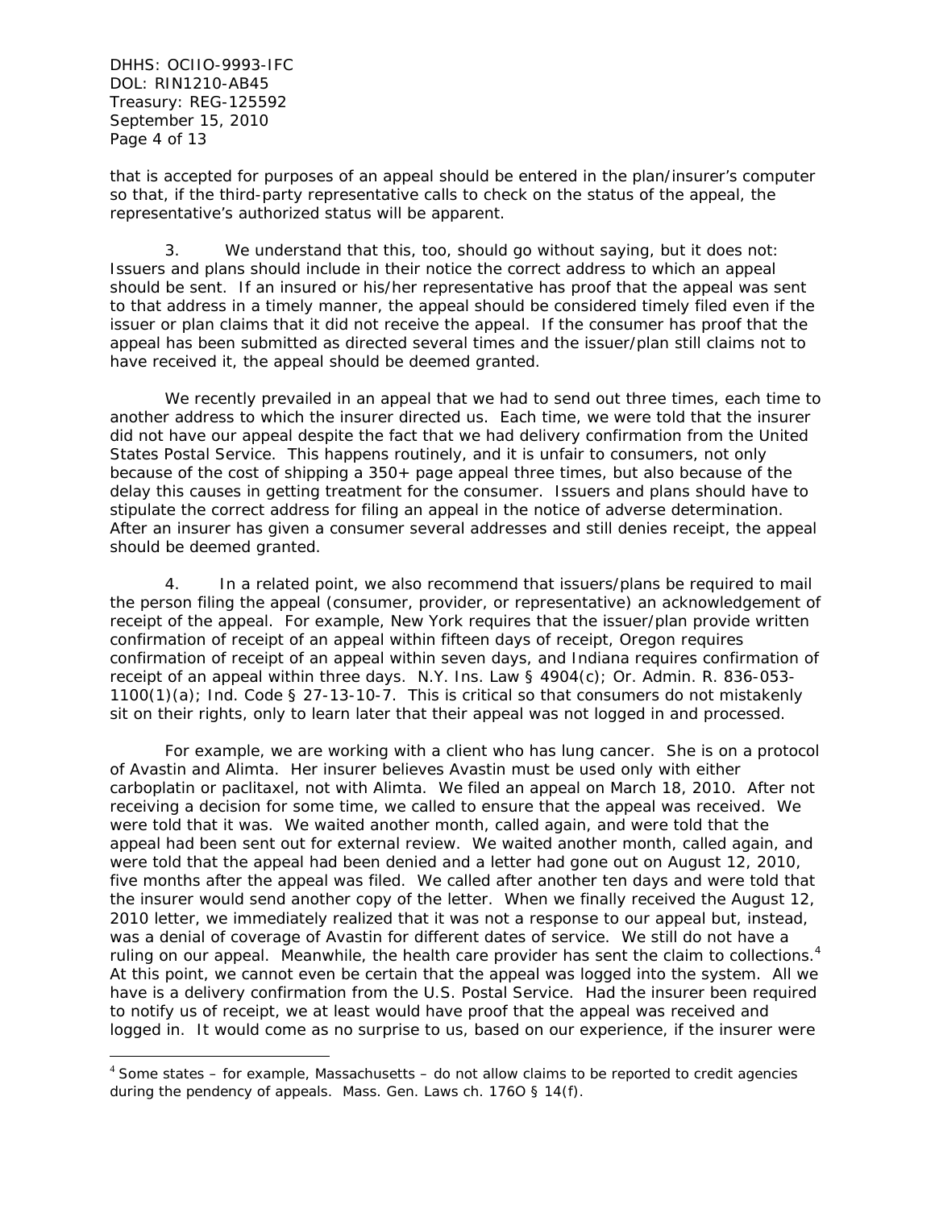that is accepted for purposes of an appeal should be entered in the plan/insurer's computer so that, if the third-party representative calls to check on the status of the appeal, the representative's authorized status will be apparent.

3. We understand that this, too, should go without saying, but it does not: Issuers and plans should include in their notice the correct address to which an appeal should be sent. If an insured or his/her representative has proof that the appeal was sent to that address in a timely manner, the appeal should be considered timely filed even if the issuer or plan claims that it did not receive the appeal. If the consumer has proof that the appeal has been submitted as directed several times and the issuer/plan still claims not to have received it, the appeal should be deemed granted.

We recently prevailed in an appeal that we had to send out three times, each time to another address to which the insurer directed us. Each time, we were told that the insurer did not have our appeal despite the fact that we had delivery confirmation from the United States Postal Service. This happens routinely, and it is unfair to consumers, not only because of the cost of shipping a 350+ page appeal three times, but also because of the delay this causes in getting treatment for the consumer. Issuers and plans should have to stipulate the correct address for filing an appeal in the notice of adverse determination. After an insurer has given a consumer several addresses and still denies receipt, the appeal should be deemed granted.

4. In a related point, we also recommend that issuers/plans be required to mail the person filing the appeal (consumer, provider, or representative) an acknowledgement of receipt of the appeal. For example, New York requires that the issuer/plan provide written confirmation of receipt of an appeal within fifteen days of receipt, Oregon requires confirmation of receipt of an appeal within seven days, and Indiana requires confirmation of receipt of an appeal within three days. N.Y. Ins. Law § 4904(c); Or. Admin. R. 836-053-1100(1)(a); Ind. Code § 27-13-10-7. This is critical so that consumers do not mistakenly sit on their rights, only to learn later that their appeal was not logged in and processed.

For example, we are working with a client who has lung cancer. She is on a protocol of Avastin and Alimta. Her insurer believes Avastin must be used only with either carboplatin or paclitaxel, not with Alimta. We filed an appeal on March 18, 2010. After not receiving a decision for some time, we called to ensure that the appeal was received. We were told that it was. We waited another month, called again, and were told that the appeal had been sent out for external review. We waited another month, called again, and were told that the appeal had been denied and a letter had gone out on August 12, 2010, five months after the appeal was filed. We called after another ten days and were told that the insurer would send another copy of the letter. When we finally received the August 12, 2010 letter, we immediately realized that it was not a response to our appeal but, instead, was a denial of coverage of Avastin for different dates of service. We still do not have a ruling on our appeal. Meanwhile, the health care provider has sent the claim to collections.[4] At this point, we cannot even be certain that the appeal was logged into the system. All we have is a delivery confirmation from the U.S. Postal Service. Had the insurer been required to notify us of receipt, we at least would have proof that the appeal was received and logged in. It would come as no surprise to us, based on our experience, if the insurer were

---

[4] Some states – for example, Massachusetts – do not allow claims to be reported to credit agencies during the pendency of appeals. Mass. Gen. Laws ch. 176O § 14(f).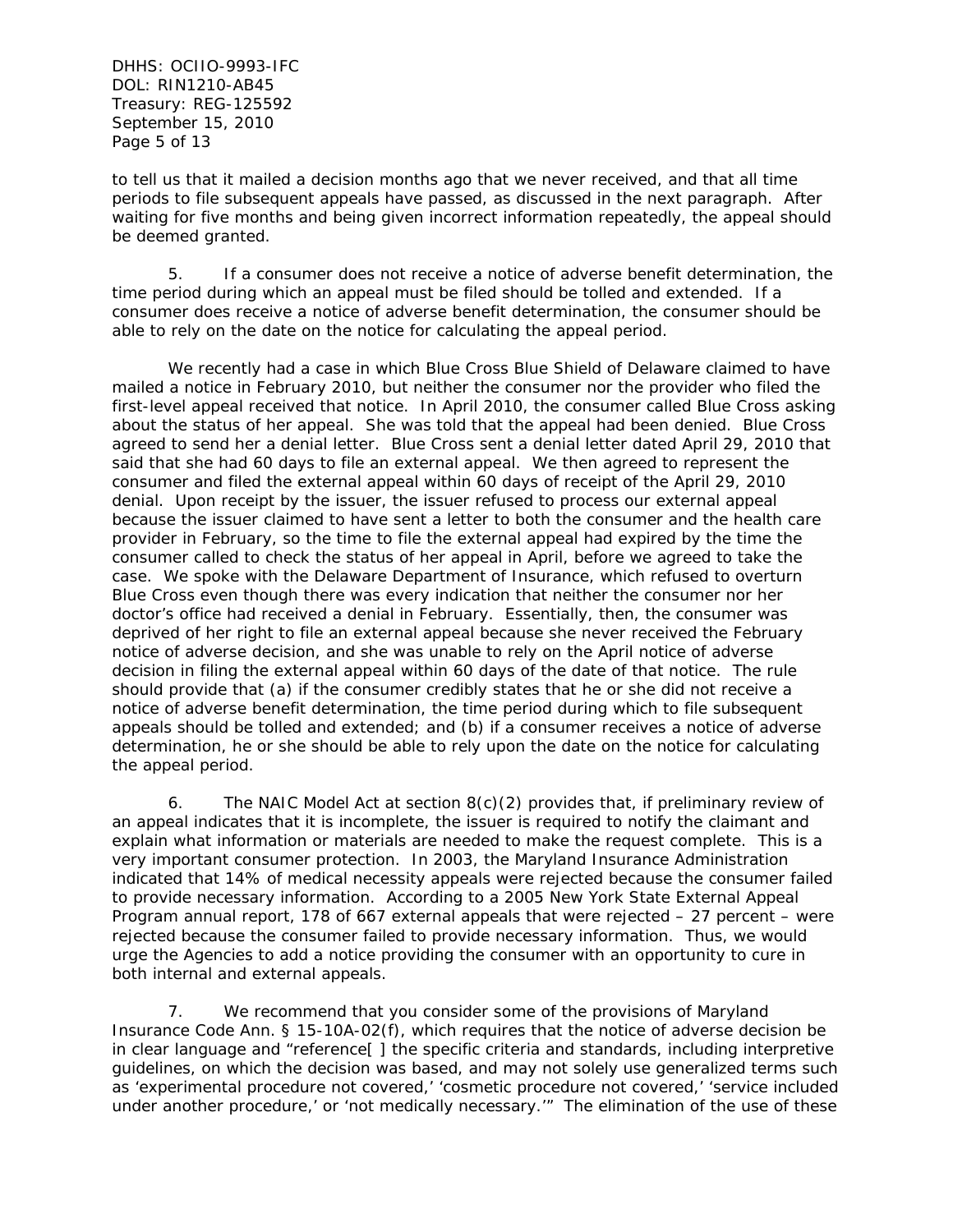to tell us that it mailed a decision months ago that we never received, and that all time periods to file subsequent appeals have passed, as discussed in the next paragraph. After waiting for five months and being given incorrect information repeatedly, the appeal should be deemed granted.

5. If a consumer does not receive a notice of adverse benefit determination, the time period during which an appeal must be filed should be tolled and extended. If a consumer does receive a notice of adverse benefit determination, the consumer should be able to rely on the date on the notice for calculating the appeal period.

We recently had a case in which Blue Cross Blue Shield of Delaware claimed to have mailed a notice in February 2010, but neither the consumer nor the provider who filed the first-level appeal received that notice. In April 2010, the consumer called Blue Cross asking about the status of her appeal. She was told that the appeal had been denied. Blue Cross agreed to send her a denial letter. Blue Cross sent a denial letter dated April 29, 2010 that said that she had 60 days to file an external appeal. We then agreed to represent the consumer and filed the external appeal within 60 days of receipt of the April 29, 2010 denial. Upon receipt by the issuer, the issuer refused to process our external appeal because the issuer claimed to have sent a letter to both the consumer and the health care provider in February, so the time to file the external appeal had expired by the time the consumer called to check the status of her appeal in April, before we agreed to take the case. We spoke with the Delaware Department of Insurance, which refused to overturn Blue Cross even though there was every indication that neither the consumer nor her doctor's office had received a denial in February. Essentially, then, the consumer was deprived of her right to file an external appeal because she never received the February notice of adverse decision, and she was unable to rely on the April notice of adverse decision in filing the external appeal within 60 days of the date of that notice. The rule should provide that (a) if the consumer credibly states that he or she did not receive a notice of adverse benefit determination, the time period during which to file subsequent appeals should be tolled and extended; and (b) if a consumer receives a notice of adverse determination, he or she should be able to rely upon the date on the notice for calculating the appeal period.

6. The NAIC Model Act at section 8(c)(2) provides that, if preliminary review of an appeal indicates that it is incomplete, the issuer is required to notify the claimant and explain what information or materials are needed to make the request complete. This is a very important consumer protection. In 2003, the Maryland Insurance Administration indicated that 14% of medical necessity appeals were rejected because the consumer failed to provide necessary information. According to a 2005 New York State External Appeal Program annual report, 178 of 667 external appeals that were rejected – 27 percent – were rejected because the consumer failed to provide necessary information. Thus, we would urge the Agencies to add a notice providing the consumer with an opportunity to cure in both internal and external appeals.

7. We recommend that you consider some of the provisions of Maryland Insurance Code Ann. § 15-10A-02(f), which requires that the notice of adverse decision be in clear language and "reference[ ] the specific criteria and standards, including interpretive guidelines, on which the decision was based, and may not solely use generalized terms such as 'experimental procedure not covered,' 'cosmetic procedure not covered,' 'service included under another procedure,' or 'not medically necessary.'" The elimination of the use of these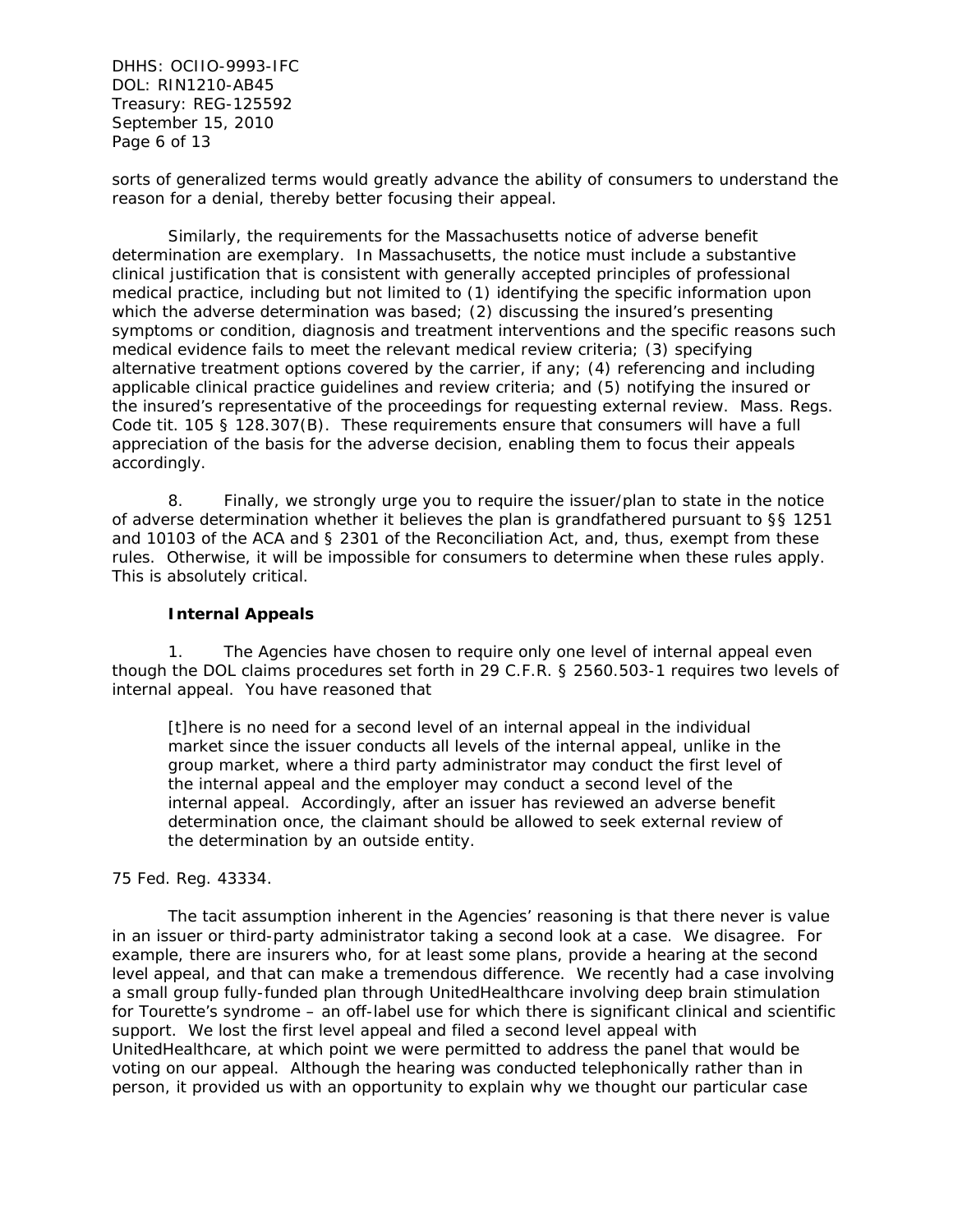sorts of generalized terms would greatly advance the ability of consumers to understand the reason for a denial, thereby better focusing their appeal.

Similarly, the requirements for the Massachusetts notice of adverse benefit determination are exemplary. In Massachusetts, the notice must include a substantive clinical justification that is consistent with generally accepted principles of professional medical practice, including but not limited to (1) identifying the specific information upon which the adverse determination was based; (2) discussing the insured's presenting symptoms or condition, diagnosis and treatment interventions and the specific reasons such medical evidence fails to meet the relevant medical review criteria; (3) specifying alternative treatment options covered by the carrier, if any; (4) referencing and including applicable clinical practice guidelines and review criteria; and (5) notifying the insured or the insured's representative of the proceedings for requesting external review. Mass. Regs. Code tit. 105 § 128.307(B). These requirements ensure that consumers will have a full appreciation of the basis for the adverse decision, enabling them to focus their appeals accordingly.

8. Finally, we strongly urge you to require the issuer/plan to state in the notice of adverse determination whether it believes the plan is grandfathered pursuant to §§ 1251 and 10103 of the ACA and § 2301 of the Reconciliation Act, and, thus, exempt from these rules. Otherwise, it will be impossible for consumers to determine when these rules apply. This is absolutely critical.

**Internal Appeals**

1. The Agencies have chosen to require only one level of internal appeal even though the DOL claims procedures set forth in 29 C.F.R. § 2560.503-1 requires two levels of internal appeal. You have reasoned that

> [t]here is no need for a second level of an internal appeal in the individual market since the issuer conducts all levels of the internal appeal, unlike in the group market, where a third party administrator may conduct the first level of the internal appeal and the employer may conduct a second level of the internal appeal. Accordingly, after an issuer has reviewed an adverse benefit determination once, the claimant should be allowed to seek external review of the determination by an outside entity.

75 Fed. Reg. 43334.

The tacit assumption inherent in the Agencies' reasoning is that there never is value in an issuer or third-party administrator taking a second look at a case. We disagree. For example, there are insurers who, for at least some plans, provide a hearing at the second level appeal, and that can make a tremendous difference. We recently had a case involving a small group fully-funded plan through UnitedHealthcare involving deep brain stimulation for Tourette's syndrome – an off-label use for which there is significant clinical and scientific support. We lost the first level appeal and filed a second level appeal with UnitedHealthcare, at which point we were permitted to address the panel that would be voting on our appeal. Although the hearing was conducted telephonically rather than in person, it provided us with an opportunity to explain why we thought our particular case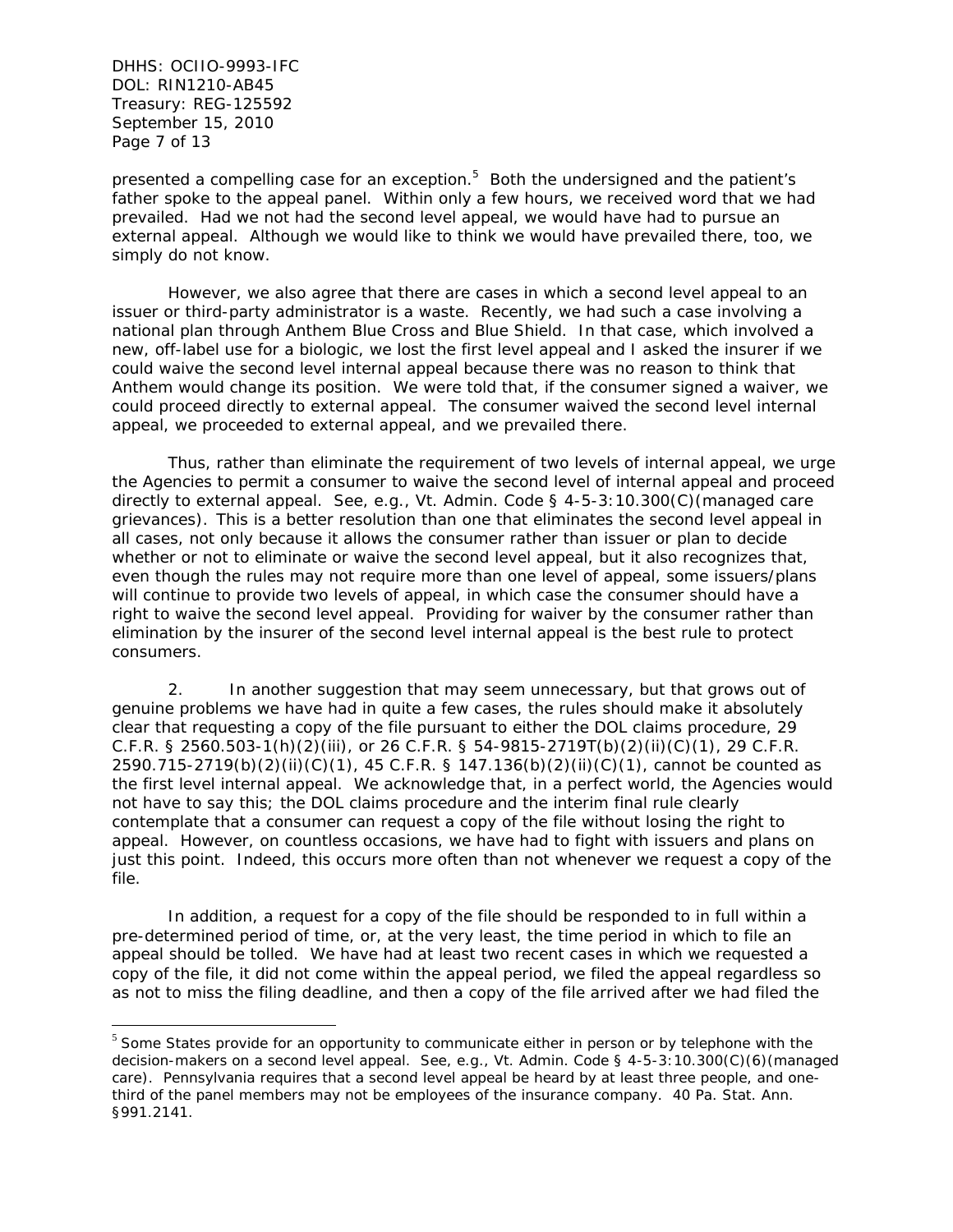presented a compelling case for an exception.[5] Both the undersigned and the patient's father spoke to the appeal panel. Within only a few hours, we received word that we had prevailed. Had we not had the second level appeal, we would have had to pursue an external appeal. Although we would like to think we would have prevailed there, too, we simply do not know.

However, we also agree that there are cases in which a second level appeal to an issuer or third-party administrator is a waste. Recently, we had such a case involving a national plan through Anthem Blue Cross and Blue Shield. In that case, which involved a new, off-label use for a biologic, we lost the first level appeal and I asked the insurer if we could waive the second level internal appeal because there was no reason to think that Anthem would change its position. We were told that, if the consumer signed a waiver, we could proceed directly to external appeal. The consumer waived the second level internal appeal, we proceeded to external appeal, and we prevailed there.

Thus, rather than eliminate the requirement of two levels of internal appeal, we urge the Agencies to permit a consumer to waive the second level of internal appeal and proceed directly to external appeal. See, e.g., Vt. Admin. Code § 4-5-3:10.300(C)(managed care grievances). This is a better resolution than one that eliminates the second level appeal in all cases, not only because it allows the consumer rather than issuer or plan to decide whether or not to eliminate or waive the second level appeal, but it also recognizes that, even though the rules may not require more than one level of appeal, some issuers/plans will continue to provide two levels of appeal, in which case the consumer should have a right to waive the second level appeal. Providing for waiver by the consumer rather than elimination by the insurer of the second level internal appeal is the best rule to protect consumers.

2. In another suggestion that may seem unnecessary, but that grows out of genuine problems we have had in quite a few cases, the rules should make it absolutely clear that requesting a copy of the file pursuant to either the DOL claims procedure, 29 C.F.R. § 2560.503-1(h)(2)(iii), or 26 C.F.R. § 54-9815-2719T(b)(2)(ii)(C)(1), 29 C.F.R. 2590.715-2719(b)(2)(ii)(C)(1), 45 C.F.R. § 147.136(b)(2)(ii)(C)(1), cannot be counted as the first level internal appeal. We acknowledge that, in a perfect world, the Agencies would not have to say this; the DOL claims procedure and the interim final rule clearly contemplate that a consumer can request a copy of the file without losing the right to appeal. However, on countless occasions, we have had to fight with issuers and plans on just this point. Indeed, this occurs more often than not whenever we request a copy of the file.

In addition, a request for a copy of the file should be responded to in full within a pre-determined period of time, or, at the very least, the time period in which to file an appeal should be tolled. We have had at least two recent cases in which we requested a copy of the file, it did not come within the appeal period, we filed the appeal regardless so as not to miss the filing deadline, and then a copy of the file arrived after we had filed the

---

[5] Some States provide for an opportunity to communicate either in person or by telephone with the decision-makers on a second level appeal. See, e.g., Vt. Admin. Code § 4-5-3:10.300(C)(6)(managed care). Pennsylvania requires that a second level appeal be heard by at least three people, and one-third of the panel members may not be employees of the insurance company. 40 Pa. Stat. Ann. §991.2141.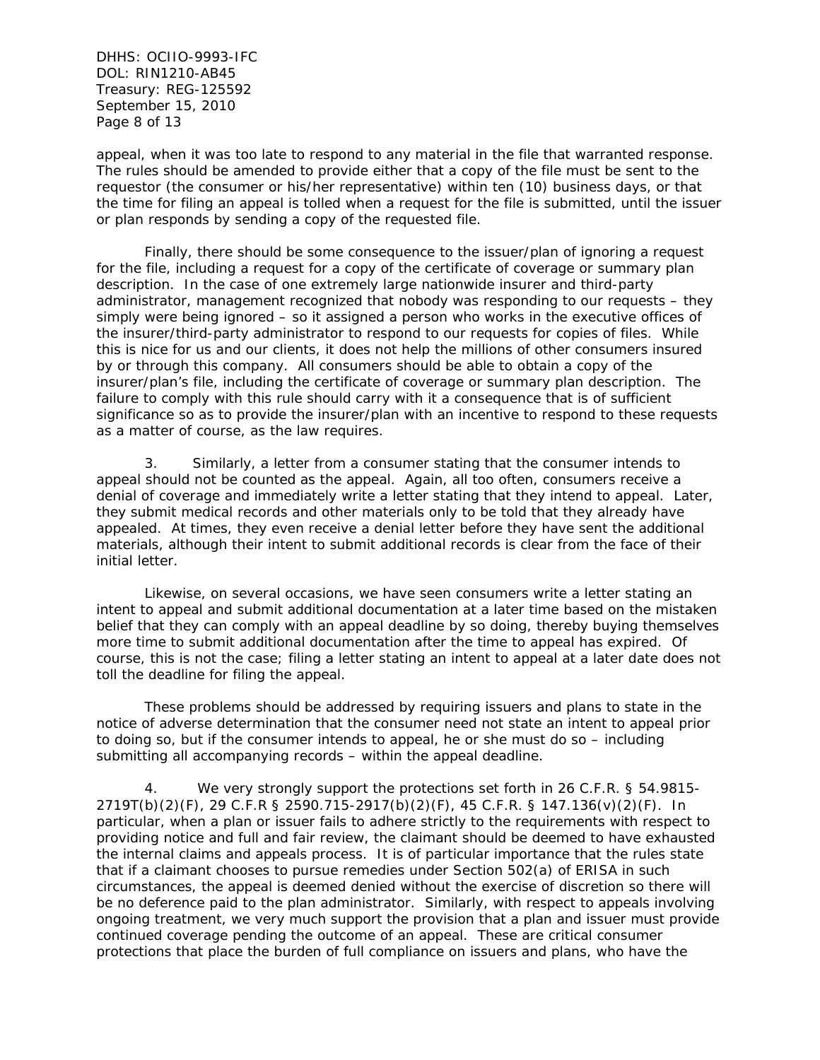appeal, when it was too late to respond to any material in the file that warranted response. The rules should be amended to provide either that a copy of the file must be sent to the requestor (the consumer or his/her representative) within ten (10) business days, or that the time for filing an appeal is tolled when a request for the file is submitted, until the issuer or plan responds by sending a copy of the requested file.

Finally, there should be some consequence to the issuer/plan of ignoring a request for the file, including a request for a copy of the certificate of coverage or summary plan description. In the case of one extremely large nationwide insurer and third-party administrator, management recognized that nobody was responding to our requests – they simply were being ignored – so it assigned a person who works in the executive offices of the insurer/third-party administrator to respond to our requests for copies of files. While this is nice for us and our clients, it does not help the millions of other consumers insured by or through this company. All consumers should be able to obtain a copy of the insurer/plan's file, including the certificate of coverage or summary plan description. The failure to comply with this rule should carry with it a consequence that is of sufficient significance so as to provide the insurer/plan with an incentive to respond to these requests as a matter of course, as the law requires.

3. Similarly, a letter from a consumer stating that the consumer intends to appeal should not be counted as the appeal. Again, all too often, consumers receive a denial of coverage and immediately write a letter stating that they intend to appeal. Later, they submit medical records and other materials only to be told that they already have appealed. At times, they even receive a denial letter before they have sent the additional materials, although their intent to submit additional records is clear from the face of their initial letter.

Likewise, on several occasions, we have seen consumers write a letter stating an intent to appeal and submit additional documentation at a later time based on the mistaken belief that they can comply with an appeal deadline by so doing, thereby buying themselves more time to submit additional documentation after the time to appeal has expired. Of course, this is not the case; filing a letter stating an intent to appeal at a later date does not toll the deadline for filing the appeal.

These problems should be addressed by requiring issuers and plans to state in the notice of adverse determination that the consumer need not state an intent to appeal prior to doing so, but if the consumer intends to appeal, he or she must do so – including submitting all accompanying records – within the appeal deadline.

4. We very strongly support the protections set forth in 26 C.F.R. § 54.9815-2719T(b)(2)(F), 29 C.F.R § 2590.715-2917(b)(2)(F), 45 C.F.R. § 147.136(v)(2)(F). In particular, when a plan or issuer fails to adhere strictly to the requirements with respect to providing notice and full and fair review, the claimant should be deemed to have exhausted the internal claims and appeals process. It is of particular importance that the rules state that if a claimant chooses to pursue remedies under Section 502(a) of ERISA in such circumstances, the appeal is deemed denied without the exercise of discretion so there will be no deference paid to the plan administrator. Similarly, with respect to appeals involving ongoing treatment, we very much support the provision that a plan and issuer must provide continued coverage pending the outcome of an appeal. These are critical consumer protections that place the burden of full compliance on issuers and plans, who have the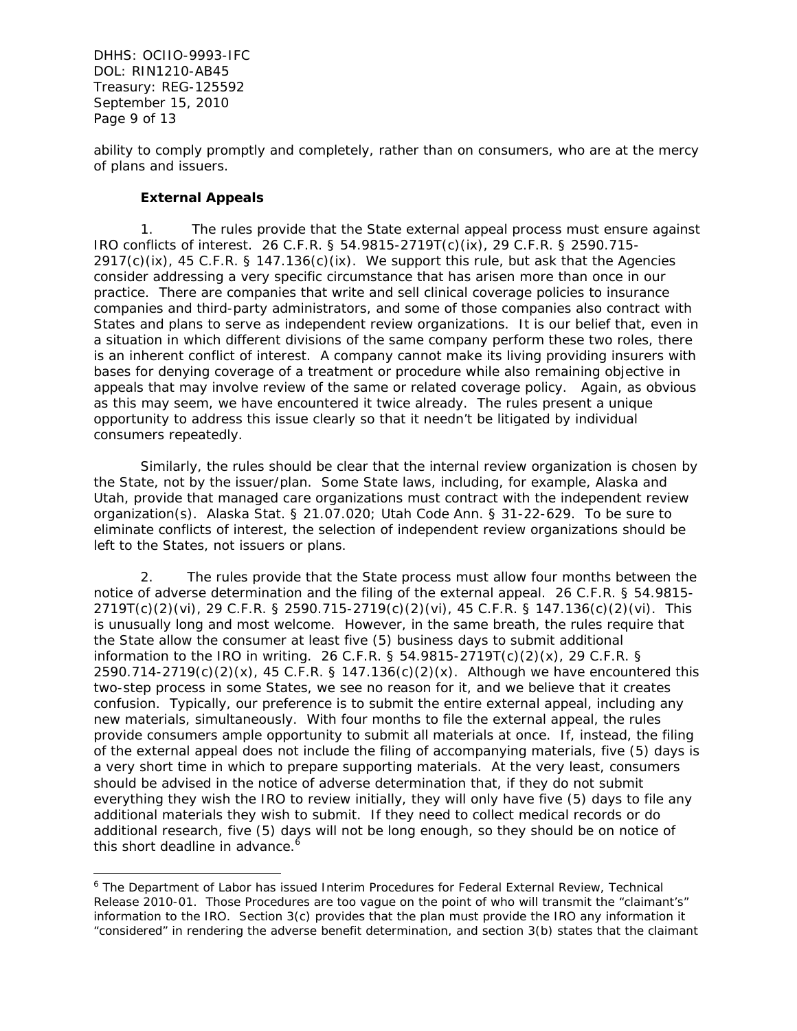ability to comply promptly and completely, rather than on consumers, who are at the mercy of plans and issuers.

**External Appeals**

1. The rules provide that the State external appeal process must ensure against IRO conflicts of interest. 26 C.F.R. § 54.9815-2719T(c)(ix), 29 C.F.R. § 2590.715-2917(c)(ix), 45 C.F.R. § 147.136(c)(ix). We support this rule, but ask that the Agencies consider addressing a very specific circumstance that has arisen more than once in our practice. There are companies that write and sell clinical coverage policies to insurance companies and third-party administrators, and some of those companies also contract with States and plans to serve as independent review organizations. It is our belief that, even in a situation in which different divisions of the same company perform these two roles, there is an inherent conflict of interest. A company cannot make its living providing insurers with bases for denying coverage of a treatment or procedure while also remaining objective in appeals that may involve review of the same or related coverage policy. Again, as obvious as this may seem, we have encountered it twice already. The rules present a unique opportunity to address this issue clearly so that it needn't be litigated by individual consumers repeatedly.

Similarly, the rules should be clear that the internal review organization is chosen by the State, not by the issuer/plan. Some State laws, including, for example, Alaska and Utah, provide that managed care organizations must contract with the independent review organization(s). Alaska Stat. § 21.07.020; Utah Code Ann. § 31-22-629. To be sure to eliminate conflicts of interest, the selection of independent review organizations should be left to the States, not issuers or plans.

2. The rules provide that the State process must allow four months between the notice of adverse determination and the filing of the external appeal. 26 C.F.R. § 54.9815-2719T(c)(2)(vi), 29 C.F.R. § 2590.715-2719(c)(2)(vi), 45 C.F.R. § 147.136(c)(2)(vi). This is unusually long and most welcome. However, in the same breath, the rules require that the State allow the consumer at least five (5) business days to submit additional information to the IRO in writing. 26 C.F.R. § 54.9815-2719T(c)(2)(x), 29 C.F.R. § 2590.714-2719(c)(2)(x), 45 C.F.R. § 147.136(c)(2)(x). Although we have encountered this two-step process in some States, we see no reason for it, and we believe that it creates confusion. Typically, our preference is to submit the entire external appeal, including any new materials, simultaneously. With four months to file the external appeal, the rules provide consumers ample opportunity to submit all materials at once. If, instead, the filing of the external appeal does not include the filing of accompanying materials, five (5) days is a very short time in which to prepare supporting materials. At the very least, consumers should be advised in the notice of adverse determination that, if they do not submit everything they wish the IRO to review initially, they will only have five (5) days to file any additional materials they wish to submit. If they need to collect medical records or do additional research, five (5) days will not be long enough, so they should be on notice of this short deadline in advance.[6]

[6] The Department of Labor has issued Interim Procedures for Federal External Review, Technical Release 2010-01. Those Procedures are too vague on the point of who will transmit the "claimant's" information to the IRO. Section 3(c) provides that the plan must provide the IRO any information it "considered" in rendering the adverse benefit determination, and section 3(b) states that the claimant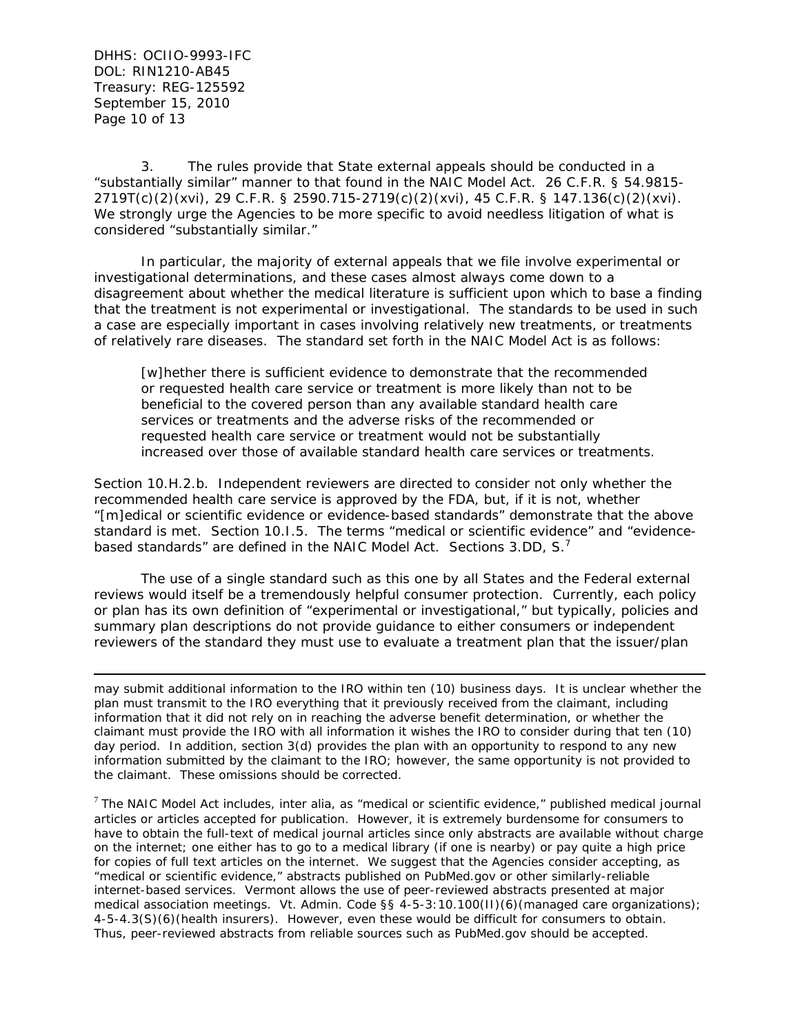3. The rules provide that State external appeals should be conducted in a "substantially similar" manner to that found in the NAIC Model Act. 26 C.F.R. § 54.9815-2719T(c)(2)(xvi), 29 C.F.R. § 2590.715-2719(c)(2)(xvi), 45 C.F.R. § 147.136(c)(2)(xvi). We strongly urge the Agencies to be more specific to avoid needless litigation of what is considered "substantially similar."

In particular, the majority of external appeals that we file involve experimental or investigational determinations, and these cases almost always come down to a disagreement about whether the medical literature is sufficient upon which to base a finding that the treatment is not experimental or investigational. The standards to be used in such a case are especially important in cases involving relatively new treatments, or treatments of relatively rare diseases. The standard set forth in the NAIC Model Act is as follows:

> [w]hether there is sufficient evidence to demonstrate that the recommended or requested health care service or treatment is more likely than not to be beneficial to the covered person than any available standard health care services or treatments and the adverse risks of the recommended or requested health care service or treatment would not be substantially increased over those of available standard health care services or treatments.

Section 10.H.2.b. Independent reviewers are directed to consider not only whether the recommended health care service is approved by the FDA, but, if it is not, whether "[m]edical or scientific evidence or evidence-based standards" demonstrate that the above standard is met. Section 10.I.5. The terms "medical or scientific evidence" and "evidence-based standards" are defined in the NAIC Model Act. Sections 3.DD, S.[7]

The use of a single standard such as this one by all States and the Federal external reviews would itself be a tremendously helpful consumer protection. Currently, each policy or plan has its own definition of "experimental or investigational," but typically, policies and summary plan descriptions do not provide guidance to either consumers or independent reviewers of the standard they must use to evaluate a treatment plan that the issuer/plan

---

may submit additional information to the IRO within ten (10) business days. It is unclear whether the plan must transmit to the IRO everything that it previously received from the claimant, including information that it did not rely on in reaching the adverse benefit determination, or whether the claimant must provide the IRO with all information it wishes the IRO to consider during that ten (10) day period. In addition, section 3(d) provides the plan with an opportunity to respond to any new information submitted by the claimant to the IRO; however, the same opportunity is not provided to the claimant. These omissions should be corrected.

[7] The NAIC Model Act includes, inter alia, as "medical or scientific evidence," published medical journal articles or articles accepted for publication. However, it is extremely burdensome for consumers to have to obtain the full-text of medical journal articles since only abstracts are available without charge on the internet; one either has to go to a medical library (if one is nearby) or pay quite a high price for copies of full text articles on the internet. We suggest that the Agencies consider accepting, as "medical or scientific evidence," abstracts published on PubMed.gov or other similarly-reliable internet-based services. Vermont allows the use of peer-reviewed abstracts presented at major medical association meetings. Vt. Admin. Code §§ 4-5-3:10.100(II)(6)(managed care organizations); 4-5-4.3(S)(6)(health insurers). However, even these would be difficult for consumers to obtain. Thus, peer-reviewed abstracts from reliable sources such as PubMed.gov should be accepted.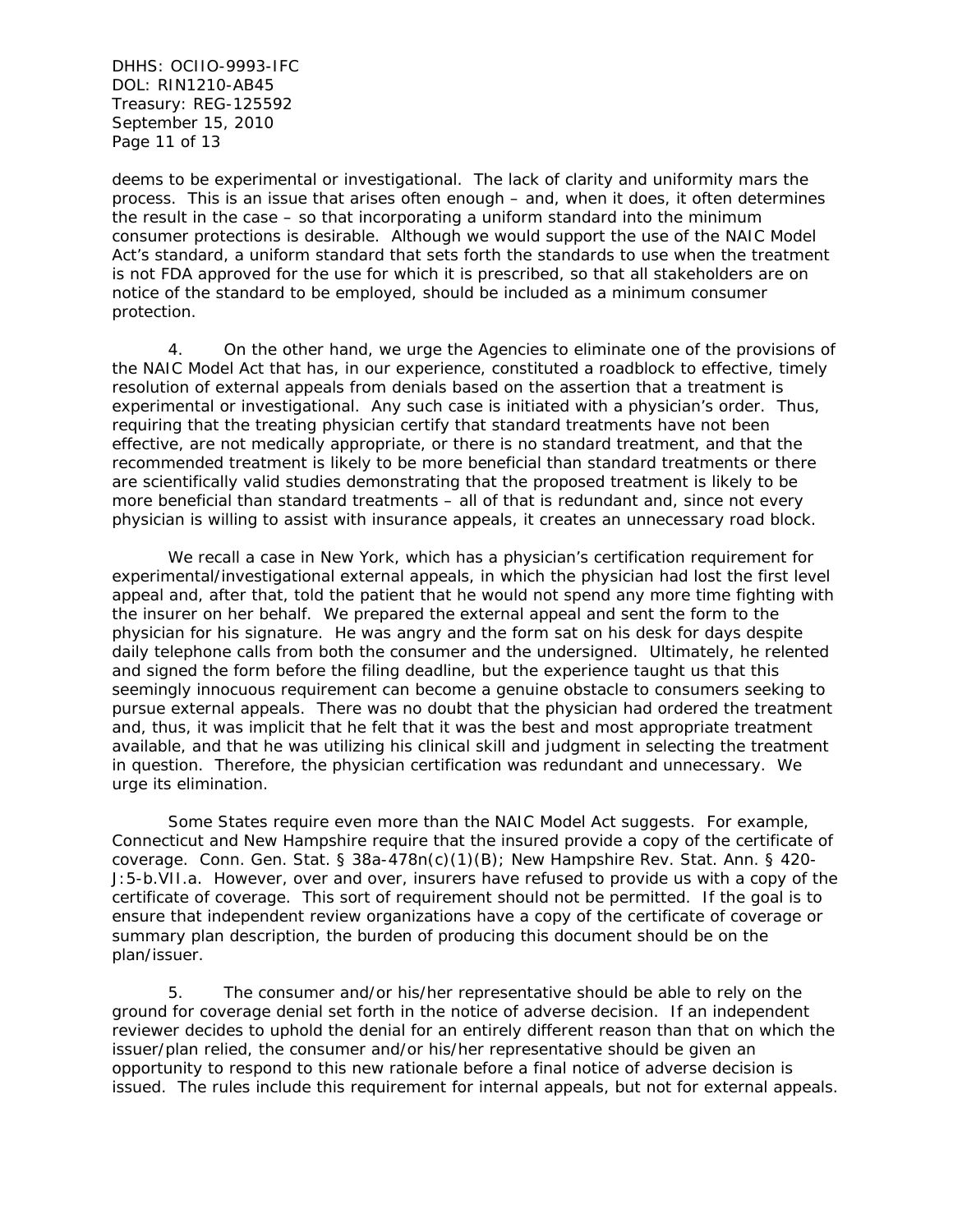deems to be experimental or investigational. The lack of clarity and uniformity mars the process. This is an issue that arises often enough – and, when it does, it often determines the result in the case – so that incorporating a uniform standard into the minimum consumer protections is desirable. Although we would support the use of the NAIC Model Act's standard, a uniform standard that sets forth the standards to use when the treatment is not FDA approved for the use for which it is prescribed, so that all stakeholders are on notice of the standard to be employed, should be included as a minimum consumer protection.

4. On the other hand, we urge the Agencies to eliminate one of the provisions of the NAIC Model Act that has, in our experience, constituted a roadblock to effective, timely resolution of external appeals from denials based on the assertion that a treatment is experimental or investigational. Any such case is initiated with a physician's order. Thus, requiring that the treating physician certify that standard treatments have not been effective, are not medically appropriate, or there is no standard treatment, and that the recommended treatment is likely to be more beneficial than standard treatments or there are scientifically valid studies demonstrating that the proposed treatment is likely to be more beneficial than standard treatments – all of that is redundant and, since not every physician is willing to assist with insurance appeals, it creates an unnecessary road block.

We recall a case in New York, which has a physician's certification requirement for experimental/investigational external appeals, in which the physician had lost the first level appeal and, after that, told the patient that he would not spend any more time fighting with the insurer on her behalf. We prepared the external appeal and sent the form to the physician for his signature. He was angry and the form sat on his desk for days despite daily telephone calls from both the consumer and the undersigned. Ultimately, he relented and signed the form before the filing deadline, but the experience taught us that this seemingly innocuous requirement can become a genuine obstacle to consumers seeking to pursue external appeals. There was no doubt that the physician had ordered the treatment and, thus, it was implicit that he felt that it was the best and most appropriate treatment available, and that he was utilizing his clinical skill and judgment in selecting the treatment in question. Therefore, the physician certification was redundant and unnecessary. We urge its elimination.

Some States require even more than the NAIC Model Act suggests. For example, Connecticut and New Hampshire require that the insured provide a copy of the certificate of coverage. Conn. Gen. Stat. § 38a-478n(c)(1)(B); New Hampshire Rev. Stat. Ann. § 420-J:5-b.VII.a. However, over and over, insurers have refused to provide us with a copy of the certificate of coverage. This sort of requirement should not be permitted. If the goal is to ensure that independent review organizations have a copy of the certificate of coverage or summary plan description, the burden of producing this document should be on the plan/issuer.

5. The consumer and/or his/her representative should be able to rely on the ground for coverage denial set forth in the notice of adverse decision. If an independent reviewer decides to uphold the denial for an entirely different reason than that on which the issuer/plan relied, the consumer and/or his/her representative should be given an opportunity to respond to this new rationale before a final notice of adverse decision is issued. The rules include this requirement for internal appeals, but not for external appeals.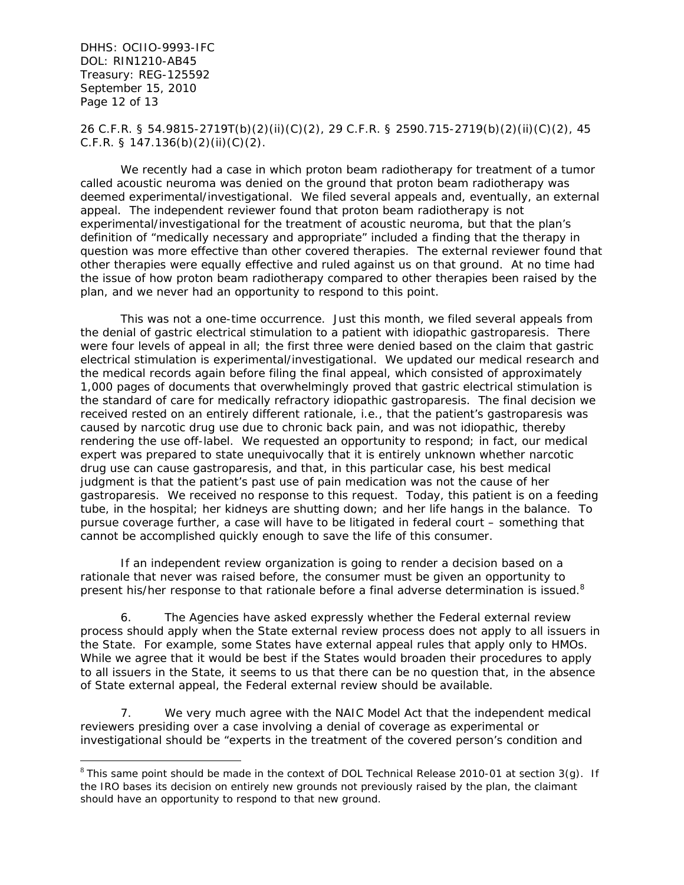26 C.F.R. § 54.9815-2719T(b)(2)(ii)(C)(2), 29 C.F.R. § 2590.715-2719(b)(2)(ii)(C)(2), 45 C.F.R. § 147.136(b)(2)(ii)(C)(2).

We recently had a case in which proton beam radiotherapy for treatment of a tumor called acoustic neuroma was denied on the ground that proton beam radiotherapy was deemed experimental/investigational. We filed several appeals and, eventually, an external appeal. The independent reviewer found that proton beam radiotherapy is not experimental/investigational for the treatment of acoustic neuroma, but that the plan's definition of "medically necessary and appropriate" included a finding that the therapy in question was more effective than other covered therapies. The external reviewer found that other therapies were equally effective and ruled against us on that ground. At no time had the issue of how proton beam radiotherapy compared to other therapies been raised by the plan, and we never had an opportunity to respond to this point.

This was not a one-time occurrence. Just this month, we filed several appeals from the denial of gastric electrical stimulation to a patient with idiopathic gastroparesis. There were four levels of appeal in all; the first three were denied based on the claim that gastric electrical stimulation is experimental/investigational. We updated our medical research and the medical records again before filing the final appeal, which consisted of approximately 1,000 pages of documents that overwhelmingly proved that gastric electrical stimulation is the standard of care for medically refractory idiopathic gastroparesis. The final decision we received rested on an entirely different rationale, i.e., that the patient's gastroparesis was caused by narcotic drug use due to chronic back pain, and was not idiopathic, thereby rendering the use off-label. We requested an opportunity to respond; in fact, our medical expert was prepared to state unequivocally that it is entirely unknown whether narcotic drug use can cause gastroparesis, and that, in this particular case, his best medical judgment is that the patient's past use of pain medication was not the cause of her gastroparesis. We received no response to this request. Today, this patient is on a feeding tube, in the hospital; her kidneys are shutting down; and her life hangs in the balance. To pursue coverage further, a case will have to be litigated in federal court – something that cannot be accomplished quickly enough to save the life of this consumer.

If an independent review organization is going to render a decision based on a rationale that never was raised before, the consumer must be given an opportunity to present his/her response to that rationale before a final adverse determination is issued.[8]

6. The Agencies have asked expressly whether the Federal external review process should apply when the State external review process does not apply to all issuers in the State. For example, some States have external appeal rules that apply only to HMOs. While we agree that it would be best if the States would broaden their procedures to apply to all issuers in the State, it seems to us that there can be no question that, in the absence of State external appeal, the Federal external review should be available.

7. We very much agree with the NAIC Model Act that the independent medical reviewers presiding over a case involving a denial of coverage as experimental or investigational should be "experts in the treatment of the covered person's condition and

[8] This same point should be made in the context of DOL Technical Release 2010-01 at section 3(g). If the IRO bases its decision on entirely new grounds not previously raised by the plan, the claimant should have an opportunity to respond to that new ground.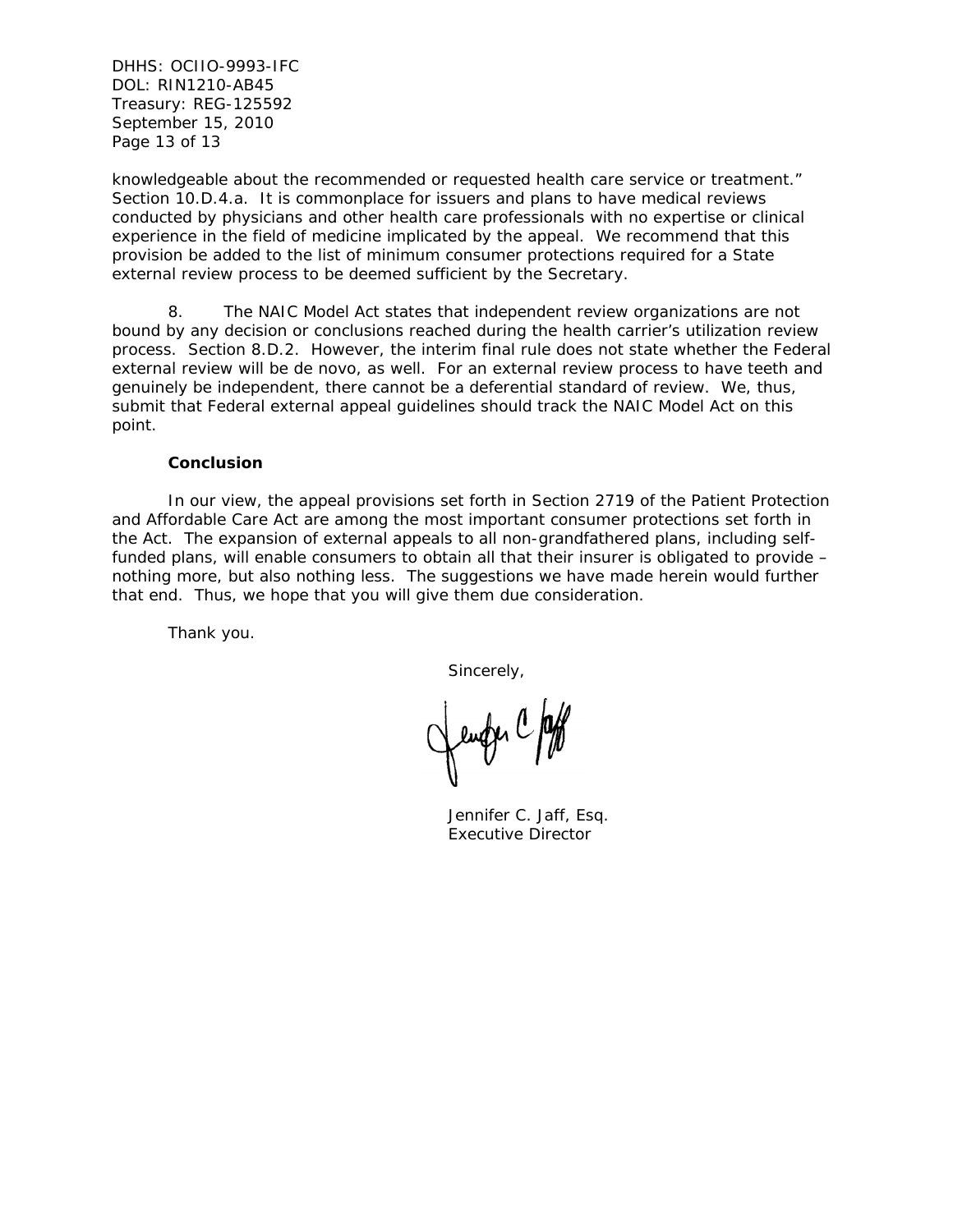knowledgeable about the recommended or requested health care service or treatment." Section 10.D.4.a. It is commonplace for issuers and plans to have medical reviews conducted by physicians and other health care professionals with no expertise or clinical experience in the field of medicine implicated by the appeal. We recommend that this provision be added to the list of minimum consumer protections required for a State external review process to be deemed sufficient by the Secretary.

8. The NAIC Model Act states that independent review organizations are not bound by any decision or conclusions reached during the health carrier's utilization review process. Section 8.D.2. However, the interim final rule does not state whether the Federal external review will be de novo, as well. For an external review process to have teeth and genuinely be independent, there cannot be a deferential standard of review. We, thus, submit that Federal external appeal guidelines should track the NAIC Model Act on this point.

**Conclusion**

In our view, the appeal provisions set forth in Section 2719 of the Patient Protection and Affordable Care Act are among the most important consumer protections set forth in the Act. The expansion of external appeals to all non-grandfathered plans, including self-funded plans, will enable consumers to obtain all that their insurer is obligated to provide – nothing more, but also nothing less. The suggestions we have made herein would further that end. Thus, we hope that you will give them due consideration.

Thank you.

Sincerely,

Jennifer C. Jaff, Esq.
Executive Director